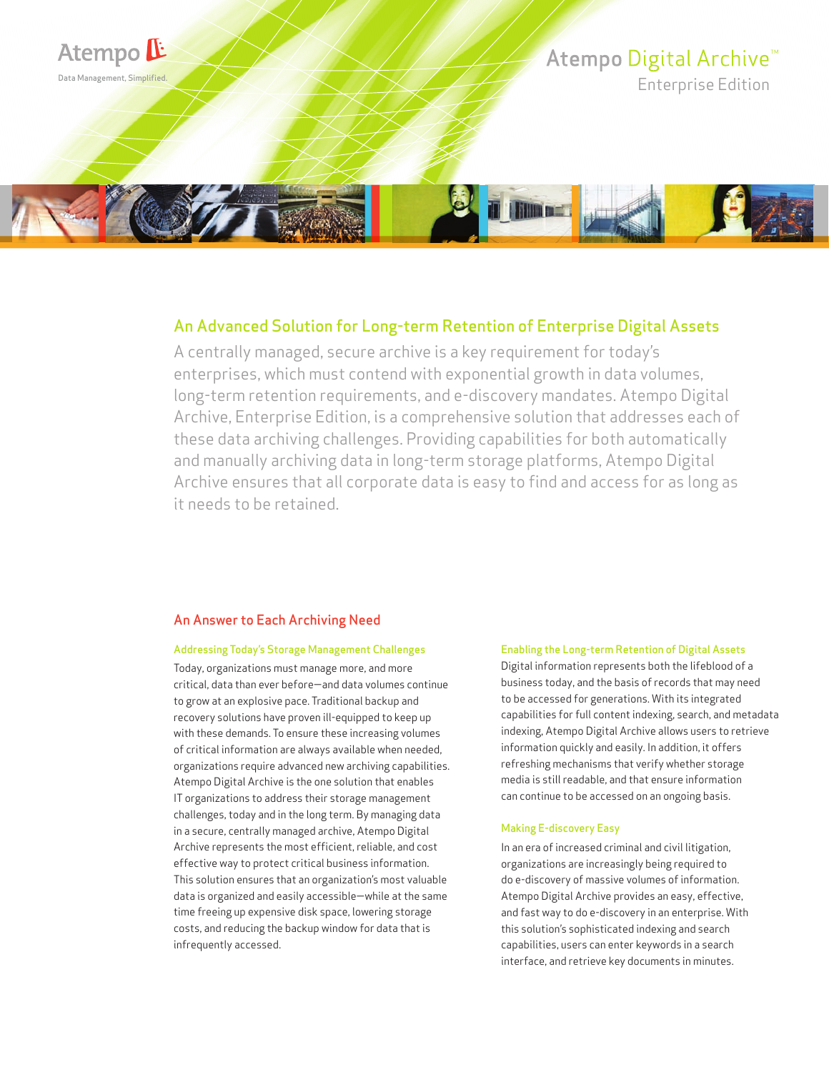Atempo

Data Management, Simplified.

# Atempo Digital Archive™

Enterprise Edition

## An Advanced Solution for Long-term Retention of Enterprise Digital Assets

A centrally managed, secure archive is a key requirement for today's enterprises, which must contend with exponential growth in data volumes, long-term retention requirements, and e-discovery mandates. Atempo Digital Archive, Enterprise Edition, is a comprehensive solution that addresses each of these data archiving challenges. Providing capabilities for both automatically and manually archiving data in long-term storage platforms, Atempo Digital Archive ensures that all corporate data is easy to find and access for as long as it needs to be retained.

## An Answer to Each Archiving Need

### Addressing Today's Storage Management Challenges

Today, organizations must manage more, and more critical, data than ever before—and data volumes continue to grow at an explosive pace. Traditional backup and recovery solutions have proven ill-equipped to keep up with these demands. To ensure these increasing volumes of critical information are always available when needed, organizations require advanced new archiving capabilities. Atempo Digital Archive is the one solution that enables IT organizations to address their storage management challenges, today and in the long term. By managing data in a secure, centrally managed archive, Atempo Digital Archive represents the most efficient, reliable, and cost effective way to protect critical business information. This solution ensures that an organization's most valuable data is organized and easily accessible—while at the same time freeing up expensive disk space, lowering storage costs, and reducing the backup window for data that is infrequently accessed.

### Enabling the Long-term Retention of Digital Assets

Digital information represents both the lifeblood of a business today, and the basis of records that may need to be accessed for generations. With its integrated capabilities for full content indexing, search, and metadata indexing, Atempo Digital Archive allows users to retrieve information quickly and easily. In addition, it offers refreshing mechanisms that verify whether storage media is still readable, and that ensure information can continue to be accessed on an ongoing basis.

### Making E-discovery Easy

In an era of increased criminal and civil litigation, organizations are increasingly being required to do e-discovery of massive volumes of information. Atempo Digital Archive provides an easy, effective, and fast way to do e-discovery in an enterprise. With this solution's sophisticated indexing and search capabilities, users can enter keywords in a search interface, and retrieve key documents in minutes.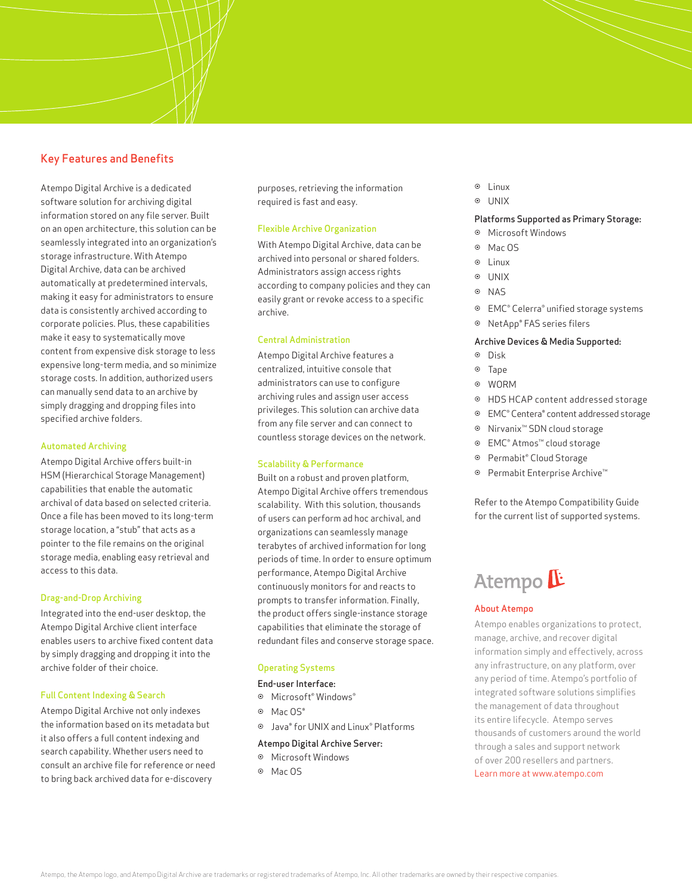## Key Features and Benefits

Atempo Digital Archive is a dedicated software solution for archiving digital information stored on any file server. Built on an open architecture, this solution can be seamlessly integrated into an organization's storage infrastructure. With Atempo Digital Archive, data can be archived automatically at predetermined intervals, making it easy for administrators to ensure data is consistently archived according to corporate policies. Plus, these capabilities make it easy to systematically move content from expensive disk storage to less expensive long-term media, and so minimize storage costs. In addition, authorized users can manually send data to an archive by simply dragging and dropping files into specified archive folders.

### Automated Archiving

Atempo Digital Archive offers built-in HSM (Hierarchical Storage Management) capabilities that enable the automatic archival of data based on selected criteria. Once a file has been moved to its long-term storage location, a "stub" that acts as a pointer to the file remains on the original storage media, enabling easy retrieval and access to this data.

### Drag-and-Drop Archiving

Integrated into the end-user desktop, the Atempo Digital Archive client interface enables users to archive fixed content data by simply dragging and dropping it into the archive folder of their choice.

### Full Content Indexing & Search

Atempo Digital Archive not only indexes the information based on its metadata but it also offers a full content indexing and search capability. Whether users need to consult an archive file for reference or need to bring back archived data for e-discovery purposes, retrieving the information required is fast and easy.

### Flexible Archive Organization

With Atempo Digital Archive, data can be archived into personal or shared folders. Administrators assign access rights according to company policies and they can easily grant or revoke access to a specific archive.

### Central Administration

Atempo Digital Archive features a centralized, intuitive console that administrators can use to configure archiving rules and assign user access privileges. This solution can archive data from any file server and can connect to countless storage devices on the network.

### Scalability & Performance

Built on a robust and proven platform, Atempo Digital Archive offers tremendous scalability. With this solution, thousands of users can perform ad hoc archival, and organizations can seamlessly manage terabytes of archived information for long periods of time. In order to ensure optimum performance, Atempo Digital Archive continuously monitors for and reacts to prompts to transfer information. Finally, the product offers single-instance storage capabilities that eliminate the storage of redundant files and conserve storage space.

### Operating Systems

**End-user Interface:**

- Microsoft® Windows®
- Mac OS®
- Java® for UNIX and Linux® Platforms

**Atempo Digital Archive Server:**

- Microsoft Windows
- Mac OS
- Linux
- UNIX

**Platforms Supported as Primary Storage:**

- Microsoft Windows
- Mac OS
- Linux
- UNIX
- NAS
- EMC® Celerra® unified storage systems
- NetApp® FAS series filers

**Archive Devices & Media Supported:**

- Disk
- Tape
- WORM
- HDS HCAP content addressed storage
- EMC® Centera® content addressed storage
- Nirvanix™ SDN cloud storage
- EMC® Atmos™ cloud storage
- Permabit® Cloud Storage
- Permabit Enterprise Archive™

Refer to the Atempo Compatibility Guide for the current list of supported systems.

Atempo

### About Atempo

Atempo enables organizations to protect, manage, archive, and recover digital information simply and effectively, across any infrastructure, on any platform, over any period of time. Atempo's portfolio of integrated software solutions simplifies the management of data throughout its entire lifecycle. Atempo serves thousands of customers around the world through a sales and support network of over 200 resellers and partners.

Learn more at www.atempo.com

Atempo, the Atempo logo, and Atempo Digital Archive are trademarks or registered trademarks of Atempo, Inc. All other trademarks are owned by their respective companies.